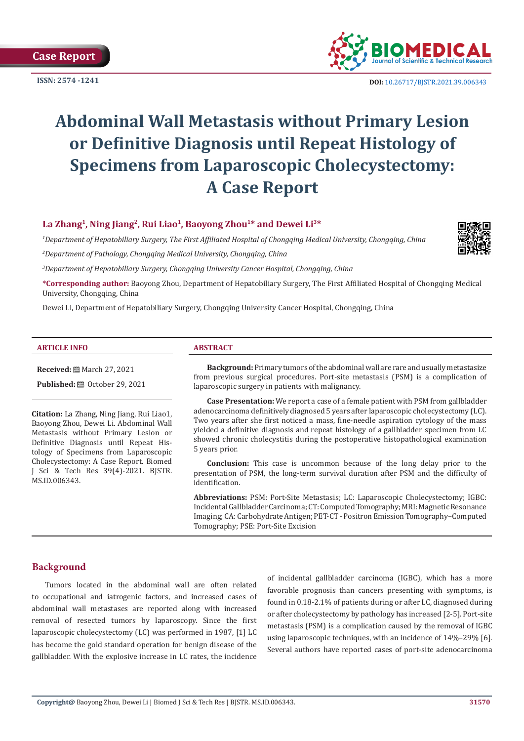Case Report

ISSN: 2574 -1241

DOI: 10.26717/BJSTR.2021.39.006343

# Abdominal Wall Metastasis without Primary Lesion or Definitive Diagnosis until Repeat Histology of Specimens from Laparoscopic Cholecystectomy: A Case Report

**La Zhang[1], Ning Jiang[2], Rui Liao[1], Baoyong Zhou[1]* and Dewei Li[3]***

*[1]Department of Hepatobiliary Surgery, The First Affiliated Hospital of Chongqing Medical University, Chongqing, China*

*[2]Department of Pathology, Chongqing Medical University, Chongqing, China*

*[3]Department of Hepatobiliary Surgery, Chongqing University Cancer Hospital, Chongqing, China*

**\*Corresponding author:** Baoyong Zhou, Department of Hepatobiliary Surgery, The First Affiliated Hospital of Chongqing Medical University, Chongqing, China

Dewei Li, Department of Hepatobiliary Surgery, Chongqing University Cancer Hospital, Chongqing, China

**ARTICLE INFO**

**Received:** March 27, 2021

**Published:** October 29, 2021

**Citation:** La Zhang, Ning Jiang, Rui Liao1, Baoyong Zhou, Dewei Li. Abdominal Wall Metastasis without Primary Lesion or Definitive Diagnosis until Repeat Histology of Specimens from Laparoscopic Cholecystectomy: A Case Report. Biomed J Sci & Tech Res 39(4)-2021. BJSTR. MS.ID.006343.

**ABSTRACT**

**Background:** Primary tumors of the abdominal wall are rare and usually metastasize from previous surgical procedures. Port-site metastasis (PSM) is a complication of laparoscopic surgery in patients with malignancy.

**Case Presentation:** We report a case of a female patient with PSM from gallbladder adenocarcinoma definitively diagnosed 5 years after laparoscopic cholecystectomy (LC). Two years after she first noticed a mass, fine-needle aspiration cytology of the mass yielded a definitive diagnosis and repeat histology of a gallbladder specimen from LC showed chronic cholecystitis during the postoperative histopathological examination 5 years prior.

**Conclusion:** This case is uncommon because of the long delay prior to the presentation of PSM, the long-term survival duration after PSM and the difficulty of identification.

**Abbreviations:** PSM: Port-Site Metastasis; LC: Laparoscopic Cholecystectomy; IGBC: Incidental Gallbladder Carcinoma; CT: Computed Tomography; MRI: Magnetic Resonance Imaging; CA: Carbohydrate Antigen; PET-CT - Positron Emission Tomography–Computed Tomography; PSE: Port-Site Excision

## Background

Tumors located in the abdominal wall are often related to occupational and iatrogenic factors, and increased cases of abdominal wall metastases are reported along with increased removal of resected tumors by laparoscopy. Since the first laparoscopic cholecystectomy (LC) was performed in 1987, [1] LC has become the gold standard operation for benign disease of the gallbladder. With the explosive increase in LC rates, the incidence of incidental gallbladder carcinoma (IGBC), which has a more favorable prognosis than cancers presenting with symptoms, is found in 0.18-2.1% of patients during or after LC, diagnosed during or after cholecystectomy by pathology has increased [2-5]. Port-site metastasis (PSM) is a complication caused by the removal of IGBC using laparoscopic techniques, with an incidence of 14%–29% [6]. Several authors have reported cases of port-site adenocarcinoma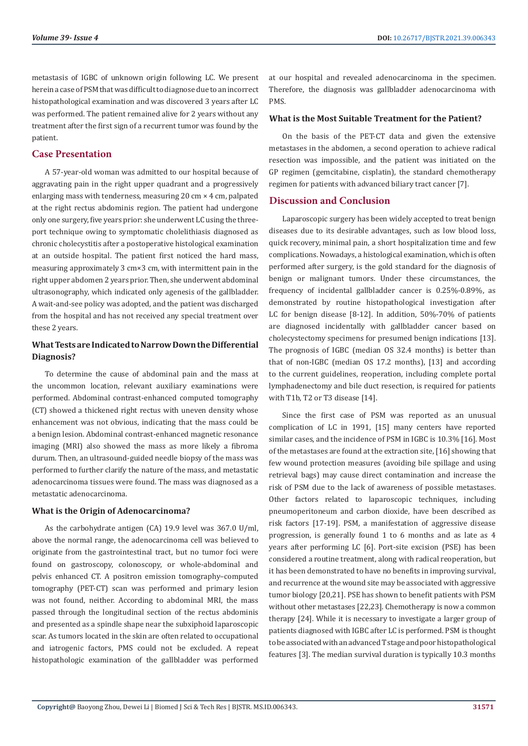metastasis of IGBC of unknown origin following LC. We present herein a case of PSM that was difficult to diagnose due to an incorrect histopathological examination and was discovered 3 years after LC was performed. The patient remained alive for 2 years without any treatment after the first sign of a recurrent tumor was found by the patient.

## Case Presentation

A 57-year-old woman was admitted to our hospital because of aggravating pain in the right upper quadrant and a progressively enlarging mass with tenderness, measuring 20 cm × 4 cm, palpated at the right rectus abdominis region. The patient had undergone only one surgery, five years prior: she underwent LC using the three-port technique owing to symptomatic cholelithiasis diagnosed as chronic cholecystitis after a postoperative histological examination at an outside hospital. The patient first noticed the hard mass, measuring approximately 3 cm×3 cm, with intermittent pain in the right upper abdomen 2 years prior. Then, she underwent abdominal ultrasonography, which indicated only agenesis of the gallbladder. A wait-and-see policy was adopted, and the patient was discharged from the hospital and has not received any special treatment over these 2 years.

### What Tests are Indicated to Narrow Down the Differential Diagnosis?

To determine the cause of abdominal pain and the mass at the uncommon location, relevant auxiliary examinations were performed. Abdominal contrast-enhanced computed tomography (CT) showed a thickened right rectus with uneven density whose enhancement was not obvious, indicating that the mass could be a benign lesion. Abdominal contrast-enhanced magnetic resonance imaging (MRI) also showed the mass as more likely a fibroma durum. Then, an ultrasound-guided needle biopsy of the mass was performed to further clarify the nature of the mass, and metastatic adenocarcinoma tissues were found. The mass was diagnosed as a metastatic adenocarcinoma.

### What is the Origin of Adenocarcinoma?

As the carbohydrate antigen (CA) 19.9 level was 367.0 U/ml, above the normal range, the adenocarcinoma cell was believed to originate from the gastrointestinal tract, but no tumor foci were found on gastroscopy, colonoscopy, or whole-abdominal and pelvis enhanced CT. A positron emission tomography–computed tomography (PET-CT) scan was performed and primary lesion was not found, neither. According to abdominal MRI, the mass passed through the longitudinal section of the rectus abdominis and presented as a spindle shape near the subxiphoid laparoscopic scar. As tumors located in the skin are often related to occupational and iatrogenic factors, PMS could not be excluded. A repeat histopathologic examination of the gallbladder was performed at our hospital and revealed adenocarcinoma in the specimen. Therefore, the diagnosis was gallbladder adenocarcinoma with PMS.

### What is the Most Suitable Treatment for the Patient?

On the basis of the PET-CT data and given the extensive metastases in the abdomen, a second operation to achieve radical resection was impossible, and the patient was initiated on the GP regimen (gemcitabine, cisplatin), the standard chemotherapy regimen for patients with advanced biliary tract cancer [7].

## Discussion and Conclusion

Laparoscopic surgery has been widely accepted to treat benign diseases due to its desirable advantages, such as low blood loss, quick recovery, minimal pain, a short hospitalization time and few complications. Nowadays, a histological examination, which is often performed after surgery, is the gold standard for the diagnosis of benign or malignant tumors. Under these circumstances, the frequency of incidental gallbladder cancer is 0.25%-0.89%, as demonstrated by routine histopathological investigation after LC for benign disease [8-12]. In addition, 50%-70% of patients are diagnosed incidentally with gallbladder cancer based on cholecystectomy specimens for presumed benign indications [13]. The prognosis of IGBC (median OS 32.4 months) is better than that of non-IGBC (median OS 17.2 months), [13] and according to the current guidelines, reoperation, including complete portal lymphadenectomy and bile duct resection, is required for patients with T1b, T2 or T3 disease [14].

Since the first case of PSM was reported as an unusual complication of LC in 1991, [15] many centers have reported similar cases, and the incidence of PSM in IGBC is 10.3% [16]. Most of the metastases are found at the extraction site, [16] showing that few wound protection measures (avoiding bile spillage and using retrieval bags) may cause direct contamination and increase the risk of PSM due to the lack of awareness of possible metastases. Other factors related to laparoscopic techniques, including pneumoperitoneum and carbon dioxide, have been described as risk factors [17-19]. PSM, a manifestation of aggressive disease progression, is generally found 1 to 6 months and as late as 4 years after performing LC [6]. Port-site excision (PSE) has been considered a routine treatment, along with radical reoperation, but it has been demonstrated to have no benefits in improving survival, and recurrence at the wound site may be associated with aggressive tumor biology [20,21]. PSE has shown to benefit patients with PSM without other metastases [22,23]. Chemotherapy is now a common therapy [24]. While it is necessary to investigate a larger group of patients diagnosed with IGBC after LC is performed. PSM is thought to be associated with an advanced T stage and poor histopathological features [3]. The median survival duration is typically 10.3 months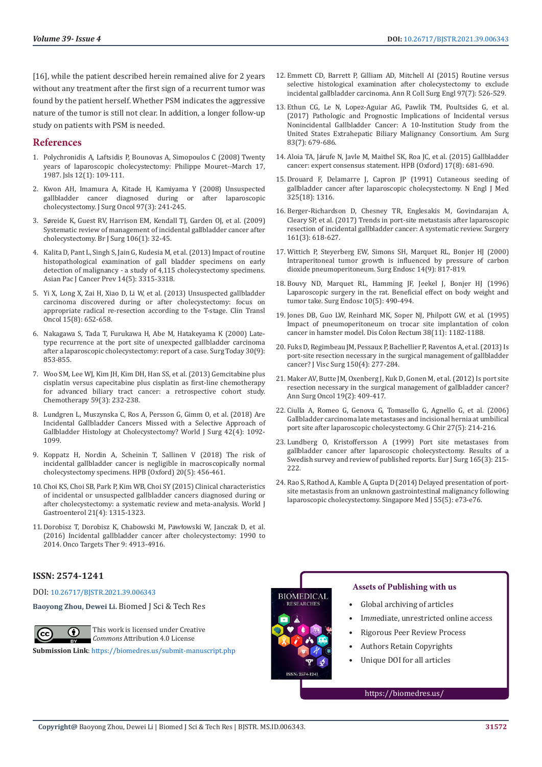[16], while the patient described herein remained alive for 2 years without any treatment after the first sign of a recurrent tumor was found by the patient herself. Whether PSM indicates the aggressive nature of the tumor is still not clear. In addition, a longer follow-up study on patients with PSM is needed.

## References

1. Polychronidis A, Laftsidis P, Bounovas A, Simopoulos C (2008) Twenty years of laparoscopic cholecystectomy: Philippe Mouret--March 17, 1987. Jsls 12(1): 109-111.
2. Kwon AH, Imamura A, Kitade H, Kamiyama Y (2008) Unsuspected gallbladder cancer diagnosed during or after laparoscopic cholecystectomy. J Surg Oncol 97(3): 241-245.
3. Søreide K, Guest RV, Harrison EM, Kendall TJ, Garden OJ, et al. (2009) Systematic review of management of incidental gallbladder cancer after cholecystectomy. Br J Surg 106(1): 32-45.
4. Kalita D, Pant L, Singh S, Jain G, Kudesia M, et al. (2013) Impact of routine histopathological examination of gall bladder specimens on early detection of malignancy - a study of 4,115 cholecystectomy specimens. Asian Pac J Cancer Prev 14(5): 3315-3318.
5. Yi X, Long X, Zai H, Xiao D, Li W, et al. (2013) Unsuspected gallbladder carcinoma discovered during or after cholecystectomy: focus on appropriate radical re-resection according to the T-stage. Clin Transl Oncol 15(8): 652-658.
6. Nakagawa S, Tada T, Furukawa H, Abe M, Hatakeyama K (2000) Late-type recurrence at the port site of unexpected gallbladder carcinoma after a laparoscopic cholecystectomy: report of a case. Surg Today 30(9): 853-855.
7. Woo SM, Lee WJ, Kim JH, Kim DH, Han SS, et al. (2013) Gemcitabine plus cisplatin versus capecitabine plus cisplatin as first-line chemotherapy for advanced biliary tract cancer: a retrospective cohort study. Chemotherapy 59(3): 232-238.
8. Lundgren L, Muszynska C, Ros A, Persson G, Gimm O, et al. (2018) Are Incidental Gallbladder Cancers Missed with a Selective Approach of Gallbladder Histology at Cholecystectomy? World J Surg 42(4): 1092-1099.
9. Koppatz H, Nordin A, Scheinin T, Sallinen V (2018) The risk of incidental gallbladder cancer is negligible in macroscopically normal cholecystectomy specimens. HPB (Oxford) 20(5): 456-461.
10. Choi KS, Choi SB, Park P, Kim WB, Choi SY (2015) Clinical characteristics of incidental or unsuspected gallbladder cancers diagnosed during or after cholecystectomy: a systematic review and meta-analysis. World J Gastroenterol 21(4): 1315-1323.
11. Dorobisz T, Dorobisz K, Chabowski M, Pawłowski W, Janczak D, et al. (2016) Incidental gallbladder cancer after cholecystectomy: 1990 to 2014. Onco Targets Ther 9: 4913-4916.
12. Emmett CD, Barrett P, Gilliam AD, Mitchell AI (2015) Routine versus selective histological examination after cholecystectomy to exclude incidental gallbladder carcinoma. Ann R Coll Surg Engl 97(7): 526-529.
13. Ethun CG, Le N, Lopez-Aguiar AG, Pawlik TM, Poultsides G, et al. (2017) Pathologic and Prognostic Implications of Incidental versus Nonincidental Gallbladder Cancer: A 10-Institution Study from the United States Extrahepatic Biliary Malignancy Consortium. Am Surg 83(7): 679-686.
14. Aloia TA, Járufe N, Javle M, Maithel SK, Roa JC, et al. (2015) Gallbladder cancer: expert consensus statement. HPB (Oxford) 17(8): 681-690.
15. Drouard F, Delamarre J, Capron JP (1991) Cutaneous seeding of gallbladder cancer after laparoscopic cholecystectomy. N Engl J Med 325(18): 1316.
16. Berger-Richardson D, Chesney TR, Englesakis M, Govindarajan A, Cleary SP, et al. (2017) Trends in port-site metastasis after laparoscopic resection of incidental gallbladder cancer: A systematic review. Surgery 161(3): 618-627.
17. Wittich P, Steyerberg EW, Simons SH, Marquet RL, Bonjer HJ (2000) Intraperitoneal tumor growth is influenced by pressure of carbon dioxide pneumoperitoneum. Surg Endosc 14(9): 817-819.
18. Bouvy ND, Marquet RL, Hamming JF, Jeekel J, Bonjer HJ (1996) Laparoscopic surgery in the rat. Beneficial effect on body weight and tumor take. Surg Endosc 10(5): 490-494.
19. Jones DB, Guo LW, Reinhard MK, Soper NJ, Philpott GW, et al. (1995) Impact of pneumoperitoneum on trocar site implantation of colon cancer in hamster model. Dis Colon Rectum 38(11): 1182-1188.
20. Fuks D, Regimbeau JM, Pessaux P, Bachellier P, Raventos A, et al. (2013) Is port-site resection necessary in the surgical management of gallbladder cancer? J Visc Surg 150(4): 277-284.
21. Maker AV, Butte JM, Oxenberg J, Kuk D, Gonen M, et al. (2012) Is port site resection necessary in the surgical management of gallbladder cancer? Ann Surg Oncol 19(2): 409-417.
22. Ciulla A, Romeo G, Genova G, Tomasello G, Agnello G, et al. (2006) Gallbladder carcinoma late metastases and incisional hernia at umbilical port site after laparoscopic cholecystectomy. G Chir 27(5): 214-216.
23. Lundberg O, Kristoffersson A (1999) Port site metastases from gallbladder cancer after laparoscopic cholecystectomy. Results of a Swedish survey and review of published reports. Eur J Surg 165(3): 215-222.
24. Rao S, Rathod A, Kamble A, Gupta D (2014) Delayed presentation of port-site metastasis from an unknown gastrointestinal malignancy following laparoscopic cholecystectomy. Singapore Med J 55(5): e73-e76.

**ISSN: 2574-1241**

DOI: 10.26717/BJSTR.2021.39.006343

**Baoyong Zhou, Dewei Li.** Biomed J Sci & Tech Res

This work is licensed under Creative *Commons* Attribution 4.0 License

**Submission Link**: https://biomedres.us/submit-manuscript.php

**Assets of Publishing with us**

- Global archiving of articles
- Immediate, unrestricted online access
- Rigorous Peer Review Process
- Authors Retain Copyrights
- Unique DOI for all articles

https://biomedres.us/